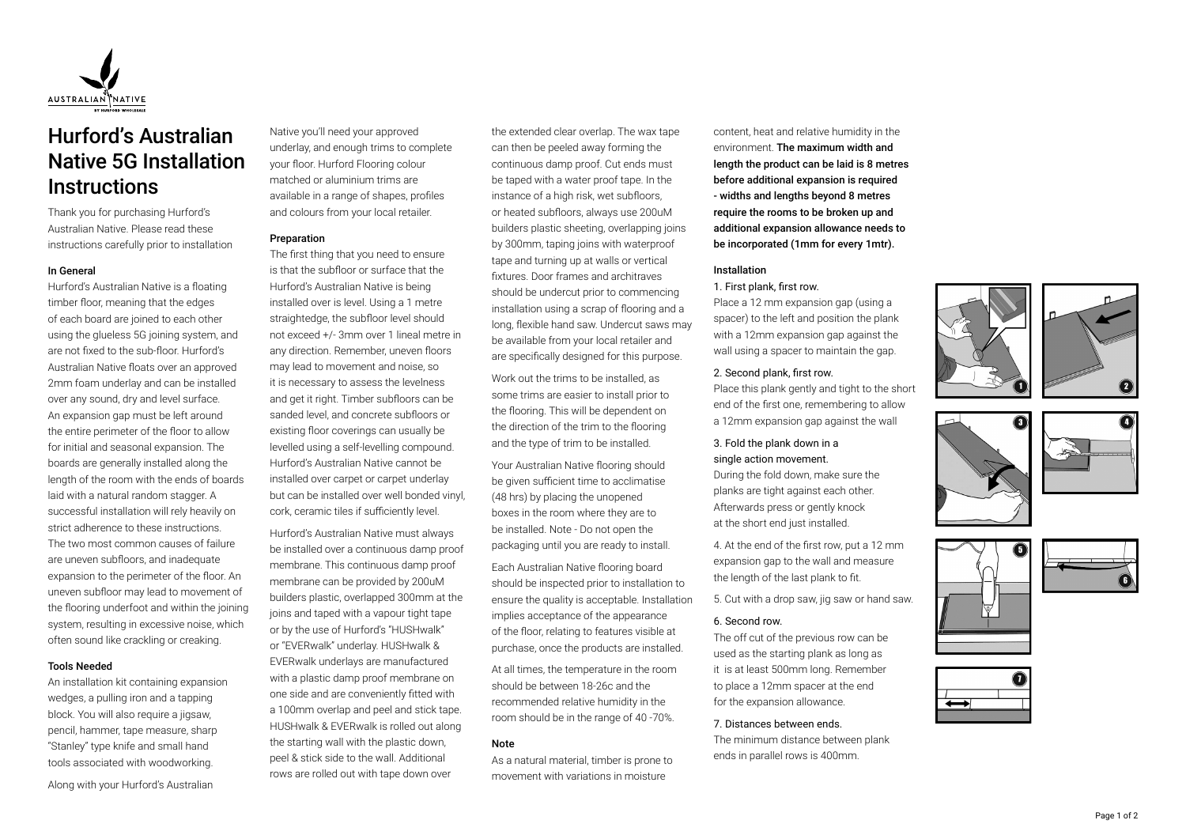# Hurford's Australian Native 5G Installation Instructions

Thank you for purchasing Hurford's Australian Native. Please read these instructions carefully prior to installation

### In General

Hurford's Australian Native is a floating timber floor, meaning that the edges of each board are joined to each other using the glueless 5G joining system, and are not fixed to the sub-floor. Hurford's Australian Native floats over an approved 2mm foam underlay and can be installed over any sound, dry and level surface. An expansion gap must be left around the entire perimeter of the floor to allow for initial and seasonal expansion. The boards are generally installed along the length of the room with the ends of boards laid with a natural random stagger. A successful installation will rely heavily on strict adherence to these instructions. The two most common causes of failure are uneven subfloors, and inadequate expansion to the perimeter of the floor. An uneven subfloor may lead to movement of the flooring underfoot and within the joining system, resulting in excessive noise, which often sound like crackling or creaking.

### Tools Needed

An installation kit containing expansion wedges, a pulling iron and a tapping block. You will also require a jigsaw, pencil, hammer, tape measure, sharp "Stanley" type knife and small hand tools associated with woodworking.

Along with your Hurford's Australian Native you'll need your approved underlay, and enough trims to complete your floor. Hurford Flooring colour matched or aluminium trims are available in a range of shapes, profiles and colours from your local retailer.

### Preparation

The first thing that you need to ensure is that the subfloor or surface that the Hurford's Australian Native is being installed over is level. Using a 1 metre straightedge, the subfloor level should not exceed +/- 3mm over 1 lineal metre in any direction. Remember, uneven floors may lead to movement and noise, so it is necessary to assess the levelness and get it right. Timber subfloors can be sanded level, and concrete subfloors or existing floor coverings can usually be levelled using a self-levelling compound. Hurford's Australian Native cannot be installed over carpet or carpet underlay but can be installed over well bonded vinyl, cork, ceramic tiles if sufficiently level.

Hurford's Australian Native must always be installed over a continuous damp proof membrane. This continuous damp proof membrane can be provided by 200uM builders plastic, overlapped 300mm at the joins and taped with a vapour tight tape or by the use of Hurford's "HUSHwalk" or "EVERwalk" underlay. HUSHwalk & EVERwalk underlays are manufactured with a plastic damp proof membrane on one side and are conveniently fitted with a 100mm overlap and peel and stick tape. HUSHwalk & EVERwalk is rolled out along the starting wall with the plastic down, peel & stick side to the wall. Additional rows are rolled out with tape down over the extended clear overlap. The wax tape can then be peeled away forming the continuous damp proof. Cut ends must be taped with a water proof tape. In the instance of a high risk, wet subfloors, or heated subfloors, always use 200uM builders plastic sheeting, overlapping joins by 300mm, taping joins with waterproof tape and turning up at walls or vertical fixtures. Door frames and architraves should be undercut prior to commencing installation using a scrap of flooring and a long, flexible hand saw. Undercut saws may be available from your local retailer and are specifically designed for this purpose.

Work out the trims to be installed, as some trims are easier to install prior to the flooring. This will be dependent on the direction of the trim to the flooring and the type of trim to be installed.

Your Australian Native flooring should be given sufficient time to acclimatise (48 hrs) by placing the unopened boxes in the room where they are to be installed. Note - Do not open the packaging until you are ready to install.

Each Australian Native flooring board should be inspected prior to installation to ensure the quality is acceptable. Installation implies acceptance of the appearance of the floor, relating to features visible at purchase, once the products are installed.

At all times, the temperature in the room should be between 18-26c and the recommended relative humidity in the room should be in the range of 40 -70%.

### Note

As a natural material, timber is prone to movement with variations in moisture content, heat and relative humidity in the environment. **The maximum width and length the product can be laid is 8 metres before additional expansion is required - widths and lengths beyond 8 metres require the rooms to be broken up and additional expansion allowance needs to be incorporated (1mm for every 1mtr).**

### Installation

1. First plank, first row.
Place a 12 mm expansion gap (using a spacer) to the left and position the plank with a 12mm expansion gap against the wall using a spacer to maintain the gap.

2. Second plank, first row.
Place this plank gently and tight to the short end of the first one, remembering to allow a 12mm expansion gap against the wall

3. Fold the plank down in a single action movement.
During the fold down, make sure the planks are tight against each other. Afterwards press or gently knock at the short end just installed.

4. At the end of the first row, put a 12 mm expansion gap to the wall and measure the length of the last plank to fit.

5. Cut with a drop saw, jig saw or hand saw.

6. Second row.
The off cut of the previous row can be used as the starting plank as long as it is at least 500mm long. Remember to place a 12mm spacer at the end for the expansion allowance.

7. Distances between ends.
The minimum distance between plank ends in parallel rows is 400mm.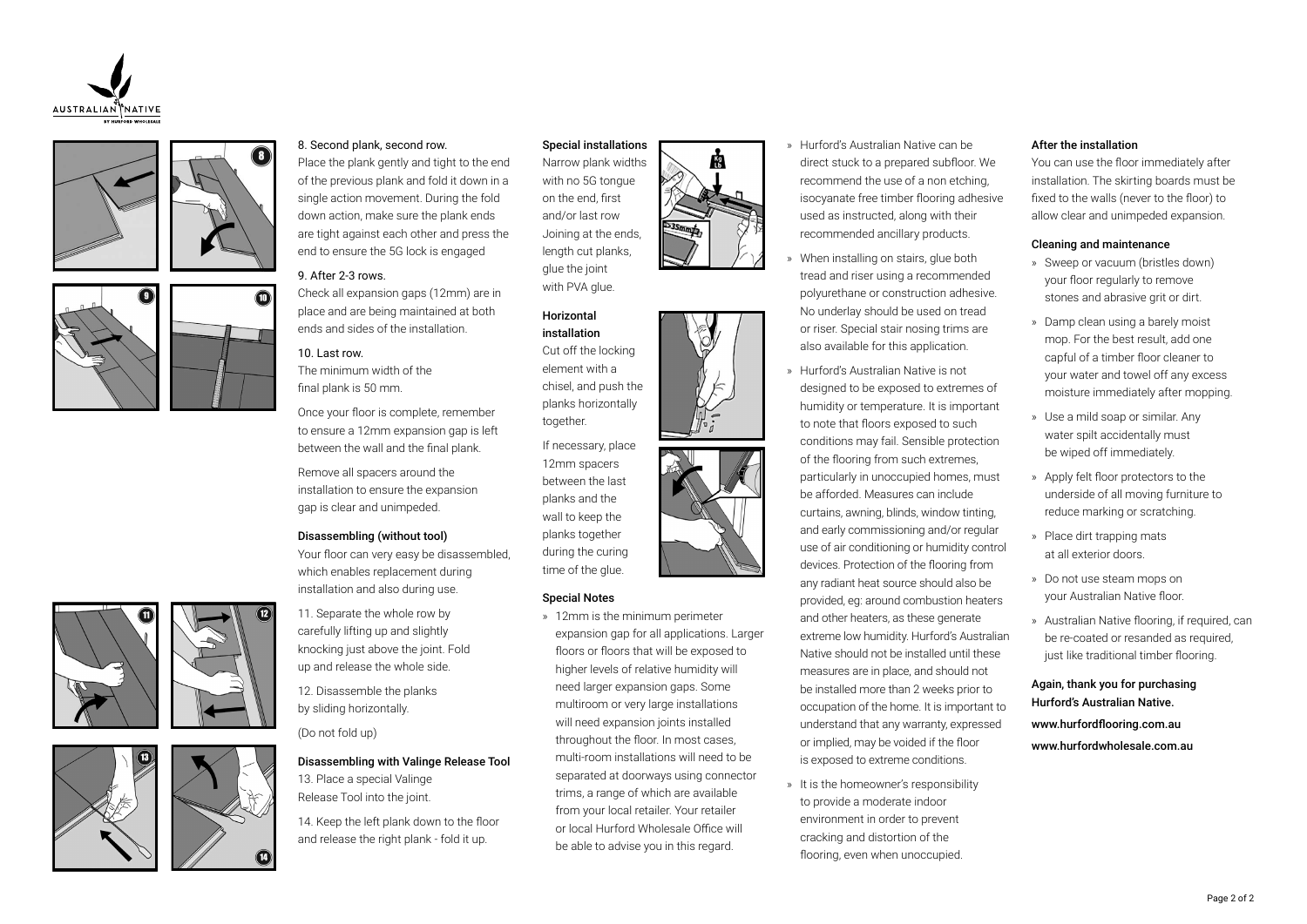8. Second plank, second row.
Place the plank gently and tight to the end of the previous plank and fold it down in a single action movement. During the fold down action, make sure the plank ends are tight against each other and press the end to ensure the 5G lock is engaged

9. After 2-3 rows.
Check all expansion gaps (12mm) are in place and are being maintained at both ends and sides of the installation.

10. Last row.
The minimum width of the final plank is 50 mm.

Once your floor is complete, remember to ensure a 12mm expansion gap is left between the wall and the final plank.

Remove all spacers around the installation to ensure the expansion gap is clear and unimpeded.

### Disassembling (without tool)

Your floor can very easy be disassembled, which enables replacement during installation and also during use.

11. Separate the whole row by carefully lifting up and slightly knocking just above the joint. Fold up and release the whole side.

12. Disassemble the planks by sliding horizontally.

(Do not fold up)

### Disassembling with Valinge Release Tool

13. Place a special Valinge Release Tool into the joint.

14. Keep the left plank down to the floor and release the right plank - fold it up.

### Special installations

Narrow plank widths with no 5G tongue on the end, first and/or last row Joining at the ends, length cut planks, glue the joint with PVA glue.

### Horizontal installation

Cut off the locking element with a chisel, and push the planks horizontally together.

If necessary, place 12mm spacers between the last planks and the wall to keep the planks together during the curing time of the glue.

### Special Notes

- 12mm is the minimum perimeter expansion gap for all applications. Larger floors or floors that will be exposed to higher levels of relative humidity will need larger expansion gaps. Some multiroom or very large installations will need expansion joints installed throughout the floor. In most cases, multi-room installations will need to be separated at doorways using connector trims, a range of which are available from your local retailer. Your retailer or local Hurford Wholesale Office will be able to advise you in this regard.
- Hurford's Australian Native can be direct stuck to a prepared subfloor. We recommend the use of a non etching, isocyanate free timber flooring adhesive used as instructed, along with their recommended ancillary products.
- When installing on stairs, glue both tread and riser using a recommended polyurethane or construction adhesive. No underlay should be used on tread or riser. Special stair nosing trims are also available for this application.
- Hurford's Australian Native is not designed to be exposed to extremes of humidity or temperature. It is important to note that floors exposed to such conditions may fail. Sensible protection of the flooring from such extremes, particularly in unoccupied homes, must be afforded. Measures can include curtains, awning, blinds, window tinting, and early commissioning and/or regular use of air conditioning or humidity control devices. Protection of the flooring from any radiant heat source should also be provided, eg: around combustion heaters and other heaters, as these generate extreme low humidity. Hurford's Australian Native should not be installed until these measures are in place, and should not be installed more than 2 weeks prior to occupation of the home. It is important to understand that any warranty, expressed or implied, may be voided if the floor is exposed to extreme conditions.
- It is the homeowner's responsibility to provide a moderate indoor environment in order to prevent cracking and distortion of the flooring, even when unoccupied.

### After the installation

You can use the floor immediately after installation. The skirting boards must be fixed to the walls (never to the floor) to allow clear and unimpeded expansion.

### Cleaning and maintenance

- Sweep or vacuum (bristles down) your floor regularly to remove stones and abrasive grit or dirt.
- Damp clean using a barely moist mop. For the best result, add one capful of a timber floor cleaner to your water and towel off any excess moisture immediately after mopping.
- Use a mild soap or similar. Any water spilt accidentally must be wiped off immediately.
- Apply felt floor protectors to the underside of all moving furniture to reduce marking or scratching.
- Place dirt trapping mats at all exterior doors.
- Do not use steam mops on your Australian Native floor.
- Australian Native flooring, if required, can be re-coated or resanded as required, just like traditional timber flooring.

**Again, thank you for purchasing Hurford's Australian Native.**

www.hurfordflooring.com.au

www.hurfordwholesale.com.au